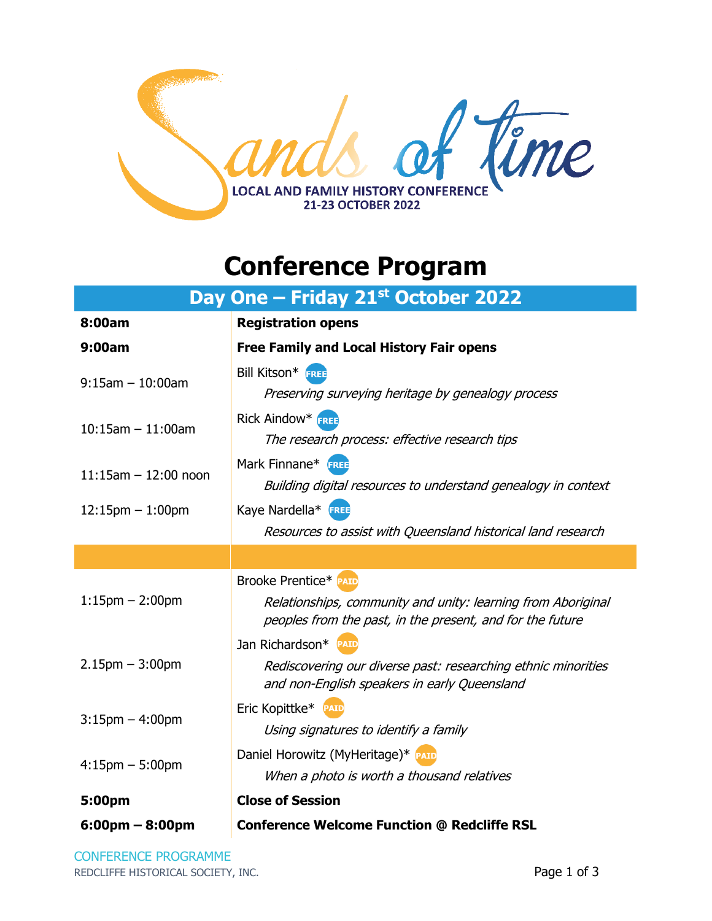# Sands of Time

LOCAL AND FAMILY HISTORY CONFERENCE
21-23 OCTOBER 2022

# Conference Program

## Day One – Friday 21st October 2022

| | |
|---|---|
| **8:00am** | **Registration opens** |
| **9:00am** | **Free Family and Local History Fair opens** |
| 9:15am – 10:00am | Bill Kitson* FREE<br>*Preserving surveying heritage by genealogy process* |
| 10:15am – 11:00am | Rick Aindow* FREE<br>*The research process: effective research tips* |
| 11:15am – 12:00 noon | Mark Finnane* FREE<br>*Building digital resources to understand genealogy in context* |
| 12:15pm – 1:00pm | Kaye Nardella* FREE<br>*Resources to assist with Queensland historical land research* |
| | |
| 1:15pm – 2:00pm | Brooke Prentice* PAID<br>*Relationships, community and unity: learning from Aboriginal peoples from the past, in the present, and for the future* |
| 2.15pm – 3:00pm | Jan Richardson* PAID<br>*Rediscovering our diverse past: researching ethnic minorities and non-English speakers in early Queensland* |
| 3:15pm – 4:00pm | Eric Kopittke* PAID<br>*Using signatures to identify a family* |
| 4:15pm – 5:00pm | Daniel Horowitz (MyHeritage)* PAID<br>*When a photo is worth a thousand relatives* |
| **5:00pm** | **Close of Session** |
| **6:00pm – 8:00pm** | **Conference Welcome Function @ Redcliffe RSL** |

CONFERENCE PROGRAMME
REDCLIFFE HISTORICAL SOCIETY, INC.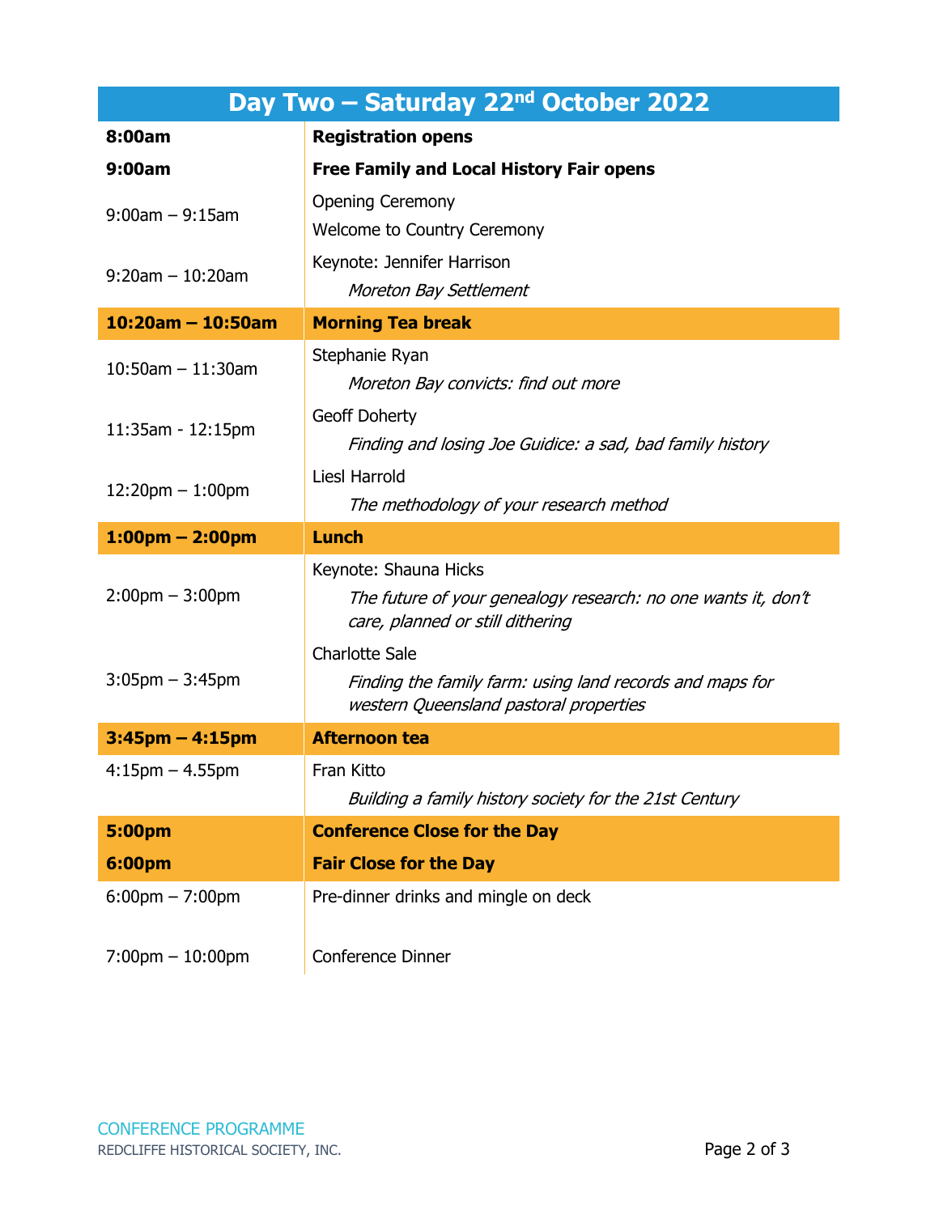| Day Two – Saturday 22nd October 2022 | |
|---|---|
| **8:00am** | **Registration opens** |
| **9:00am** | **Free Family and Local History Fair opens** |
| 9:00am – 9:15am | Opening Ceremony<br>Welcome to Country Ceremony |
| 9:20am – 10:20am | Keynote: Jennifer Harrison<br>*Moreton Bay Settlement* |
| **10:20am – 10:50am** | **Morning Tea break** |
| 10:50am – 11:30am | Stephanie Ryan<br>*Moreton Bay convicts: find out more* |
| 11:35am - 12:15pm | Geoff Doherty<br>*Finding and losing Joe Guidice: a sad, bad family history* |
| 12:20pm – 1:00pm | Liesl Harrold<br>*The methodology of your research method* |
| **1:00pm – 2:00pm** | **Lunch** |
| 2:00pm – 3:00pm | Keynote: Shauna Hicks<br>*The future of your genealogy research: no one wants it, don't care, planned or still dithering* |
| 3:05pm – 3:45pm | Charlotte Sale<br>*Finding the family farm: using land records and maps for western Queensland pastoral properties* |
| **3:45pm – 4:15pm** | **Afternoon tea** |
| 4:15pm – 4.55pm | Fran Kitto<br>*Building a family history society for the 21st Century* |
| **5:00pm** | **Conference Close for the Day** |
| **6:00pm** | **Fair Close for the Day** |
| 6:00pm – 7:00pm | Pre-dinner drinks and mingle on deck |
| 7:00pm – 10:00pm | Conference Dinner |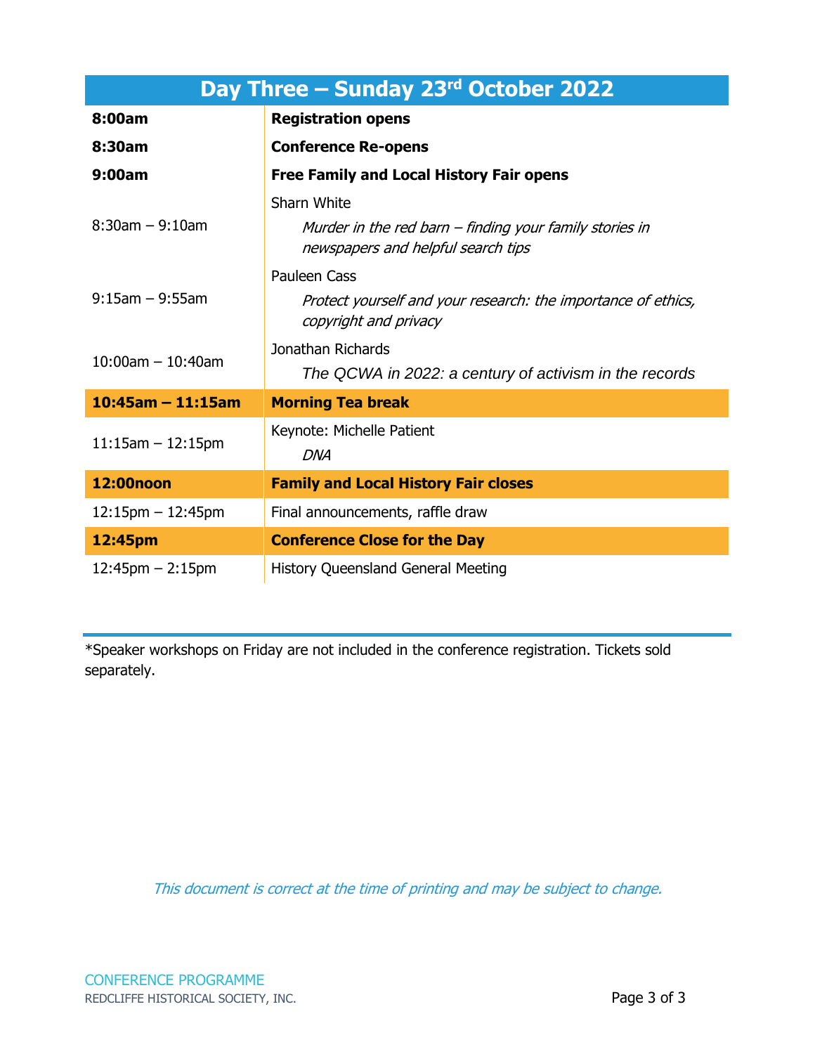| Day Three – Sunday 23rd October 2022 | |
|---|---|
| **8:00am** | **Registration opens** |
| **8:30am** | **Conference Re-opens** |
| **9:00am** | **Free Family and Local History Fair opens** |
| 8:30am – 9:10am | Sharn White<br>*Murder in the red barn – finding your family stories in newspapers and helpful search tips* |
| 9:15am – 9:55am | Pauleen Cass<br>*Protect yourself and your research: the importance of ethics, copyright and privacy* |
| 10:00am – 10:40am | Jonathan Richards<br>*The QCWA in 2022: a century of activism in the records* |
| **10:45am – 11:15am** | **Morning Tea break** |
| 11:15am – 12:15pm | Keynote: Michelle Patient<br>*DNA* |
| **12:00noon** | **Family and Local History Fair closes** |
| 12:15pm – 12:45pm | Final announcements, raffle draw |
| **12:45pm** | **Conference Close for the Day** |
| 12:45pm – 2:15pm | History Queensland General Meeting |

*Speaker workshops on Friday are not included in the conference registration. Tickets sold separately.

*This document is correct at the time of printing and may be subject to change.*